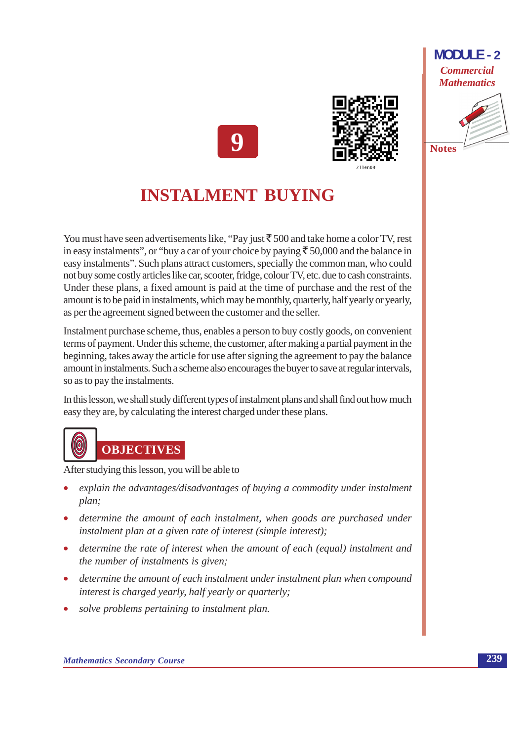# 9

# INSTALMENT BUYING

You must have seen advertisements like, "Pay just ₹ 500 and take home a color TV, rest in easy instalments", or "buy a car of your choice by paying ₹ 50,000 and the balance in easy instalments". Such plans attract customers, specially the common man, who could not buy some costly articles like car, scooter, fridge, colour TV, etc. due to cash constraints. Under these plans, a fixed amount is paid at the time of purchase and the rest of the amount is to be paid in instalments, which may be monthly, quarterly, half yearly or yearly, as per the agreement signed between the customer and the seller.

Instalment purchase scheme, thus, enables a person to buy costly goods, on convenient terms of payment. Under this scheme, the customer, after making a partial payment in the beginning, takes away the article for use after signing the agreement to pay the balance amount in instalments. Such a scheme also encourages the buyer to save at regular intervals, so as to pay the instalments.

In this lesson, we shall study different types of instalment plans and shall find out how much easy they are, by calculating the interest charged under these plans.

## OBJECTIVES

After studying this lesson, you will be able to

- *explain the advantages/disadvantages of buying a commodity under instalment plan;*
- *determine the amount of each instalment, when goods are purchased under instalment plan at a given rate of interest (simple interest);*
- *determine the rate of interest when the amount of each (equal) instalment and the number of instalments is given;*
- *determine the amount of each instalment under instalment plan when compound interest is charged yearly, half yearly or quarterly;*
- *solve problems pertaining to instalment plan.*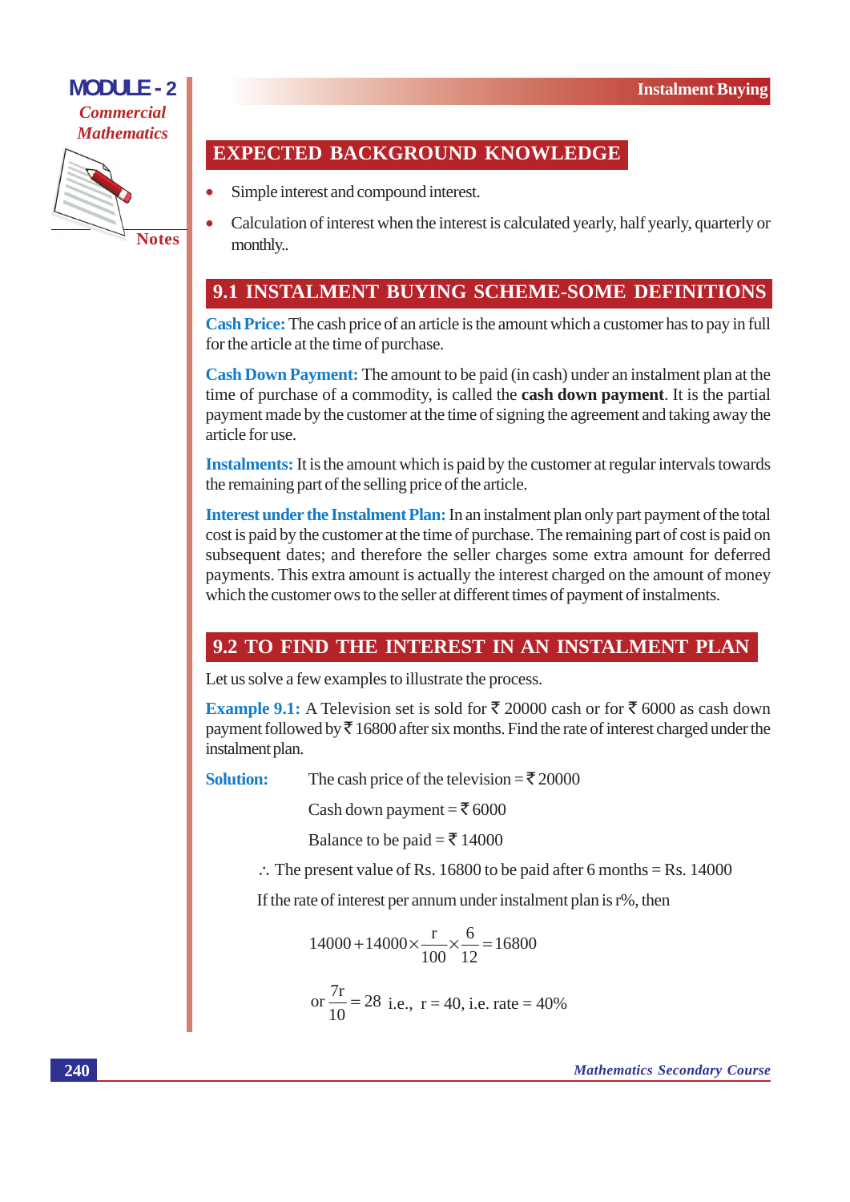## EXPECTED BACKGROUND KNOWLEDGE

- Simple interest and compound interest.
- Calculation of interest when the interest is calculated yearly, half yearly, quarterly or monthly..

## 9.1 INSTALMENT BUYING SCHEME-SOME DEFINITIONS

**Cash Price:** The cash price of an article is the amount which a customer has to pay in full for the article at the time of purchase.

**Cash Down Payment:** The amount to be paid (in cash) under an instalment plan at the time of purchase of a commodity, is called the **cash down payment**. It is the partial payment made by the customer at the time of signing the agreement and taking away the article for use.

**Instalments:** It is the amount which is paid by the customer at regular intervals towards the remaining part of the selling price of the article.

**Interest under the Instalment Plan:** In an instalment plan only part payment of the total cost is paid by the customer at the time of purchase. The remaining part of cost is paid on subsequent dates; and therefore the seller charges some extra amount for deferred payments. This extra amount is actually the interest charged on the amount of money which the customer ows to the seller at different times of payment of instalments.

## 9.2 TO FIND THE INTEREST IN AN INSTALMENT PLAN

Let us solve a few examples to illustrate the process.

**Example 9.1:** A Television set is sold for ₹ 20000 cash or for ₹ 6000 as cash down payment followed by ₹ 16800 after six months. Find the rate of interest charged under the instalment plan.

**Solution:** The cash price of the television = ₹ 20000

Cash down payment = ₹ 6000

Balance to be paid = ₹ 14000

∴ The present value of Rs. 16800 to be paid after 6 months = Rs. 14000

If the rate of interest per annum under instalment plan is r%, then

$$14000 + 14000 \times \frac{r}{100} \times \frac{6}{12} = 16800$$

$$\text{or } \frac{7r}{10} = 28 \text{ i.e., } r = 40, \text{ i.e. rate} = 40\%$$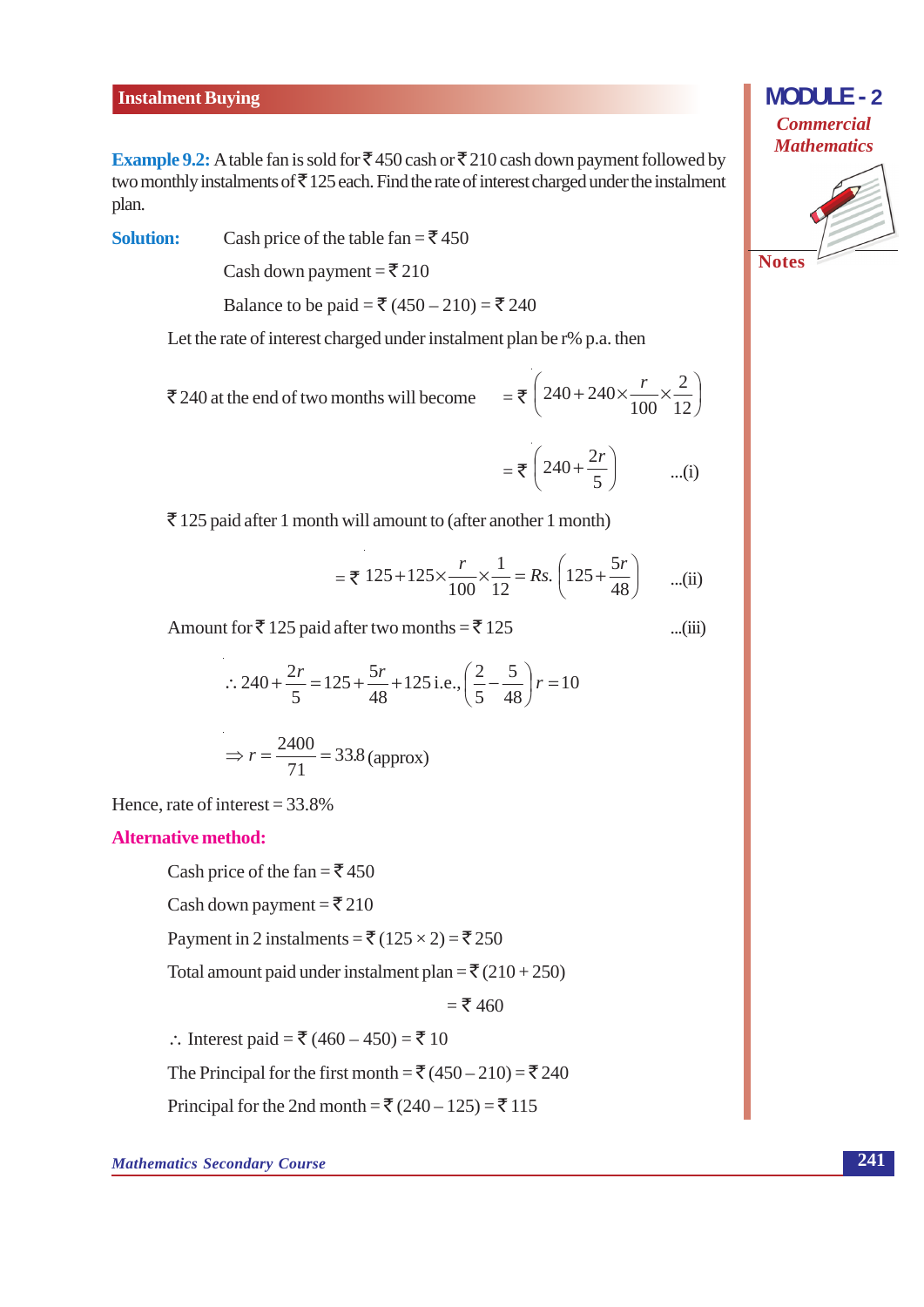**Example 9.2:** A table fan is sold for ₹ 450 cash or ₹ 210 cash down payment followed by two monthly instalments of ₹ 125 each. Find the rate of interest charged under the instalment plan.

**Solution:** Cash price of the table fan = ₹ 450

Cash down payment = ₹ 210

Balance to be paid = ₹ (450 – 210) = ₹ 240

Let the rate of interest charged under instalment plan be r% p.a. then

₹ 240 at the end of two months will become $= ₹ \left(240 + 240 \times \frac{r}{100} \times \frac{2}{12}\right)$

$$= ₹ \left(240 + \frac{2r}{5}\right) \quad \text{...(i)}$$

₹ 125 paid after 1 month will amount to (after another 1 month)

$$= ₹\ 125 + 125 \times \frac{r}{100} \times \frac{1}{12} = Rs.\ \left(125 + \frac{5r}{48}\right) \quad \text{...(ii)}$$

Amount for ₹ 125 paid after two months = ₹ 125 ...(iii)

$$\therefore 240 + \frac{2r}{5} = 125 + \frac{5r}{48} + 125 \text{ i.e., } \left(\frac{2}{5} - \frac{5}{48}\right) r = 10$$

$$\Rightarrow r = \frac{2400}{71} = 33.8 \text{ (approx)}$$

Hence, rate of interest = 33.8%

**Alternative method:**

Cash price of the fan = ₹ 450

Cash down payment = ₹ 210

Payment in 2 instalments = ₹ (125 × 2) = ₹ 250

Total amount paid under instalment plan = ₹ (210 + 250)

= ₹ 460

∴ Interest paid = ₹ (460 – 450) = ₹ 10

The Principal for the first month = ₹ (450 – 210) = ₹ 240

Principal for the 2nd month = ₹ (240 – 125) = ₹ 115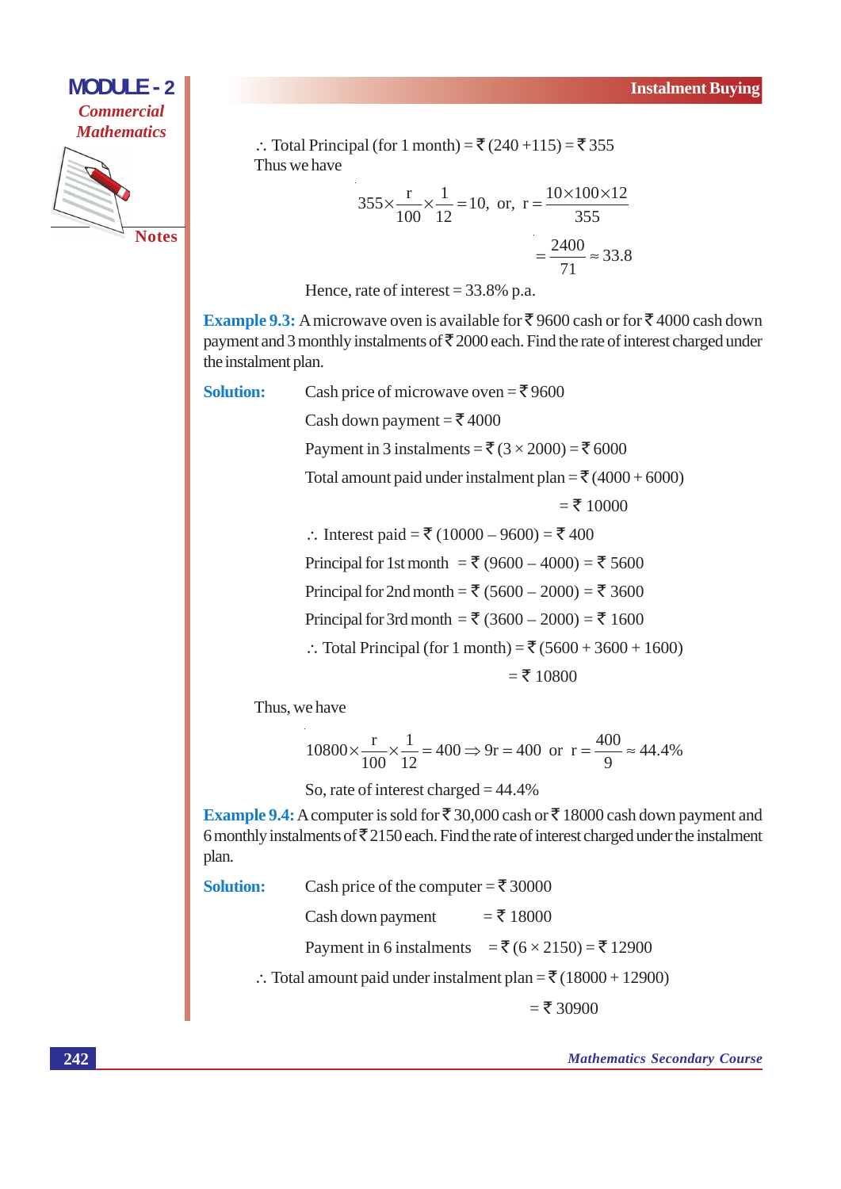∴ Total Principal (for 1 month) = ₹ (240 +115) = ₹ 355

Thus we have

$$355 \times \frac{r}{100} \times \frac{1}{12} = 10, \text{ or, } r = \frac{10 \times 100 \times 12}{355}$$

$$= \frac{2400}{71} \approx 33.8$$

Hence, rate of interest = 33.8% p.a.

**Example 9.3:** A microwave oven is available for ₹ 9600 cash or for ₹ 4000 cash down payment and 3 monthly instalments of ₹ 2000 each. Find the rate of interest charged under the instalment plan.

**Solution:** Cash price of microwave oven = ₹ 9600

Cash down payment = ₹ 4000

Payment in 3 instalments = ₹ (3 × 2000) = ₹ 6000

Total amount paid under instalment plan = ₹ (4000 + 6000)

= ₹ 10000

∴ Interest paid = ₹ (10000 – 9600) = ₹ 400

Principal for 1st month = ₹ (9600 – 4000) = ₹ 5600

Principal for 2nd month = ₹ (5600 – 2000) = ₹ 3600

Principal for 3rd month = ₹ (3600 – 2000) = ₹ 1600

∴ Total Principal (for 1 month) = ₹ (5600 + 3600 + 1600)

= ₹ 10800

Thus, we have

$$10800 \times \frac{r}{100} \times \frac{1}{12} = 400 \Rightarrow 9r = 400 \text{ or } r = \frac{400}{9} \approx 44.4\%$$

So, rate of interest charged = 44.4%

**Example 9.4:** A computer is sold for ₹ 30,000 cash or ₹ 18000 cash down payment and 6 monthly instalments of ₹ 2150 each. Find the rate of interest charged under the instalment plan.

**Solution:** Cash price of the computer = ₹ 30000

Cash down payment = ₹ 18000

Payment in 6 instalments = ₹ (6 × 2150) = ₹ 12900

∴ Total amount paid under instalment plan = ₹ (18000 + 12900)

= ₹ 30900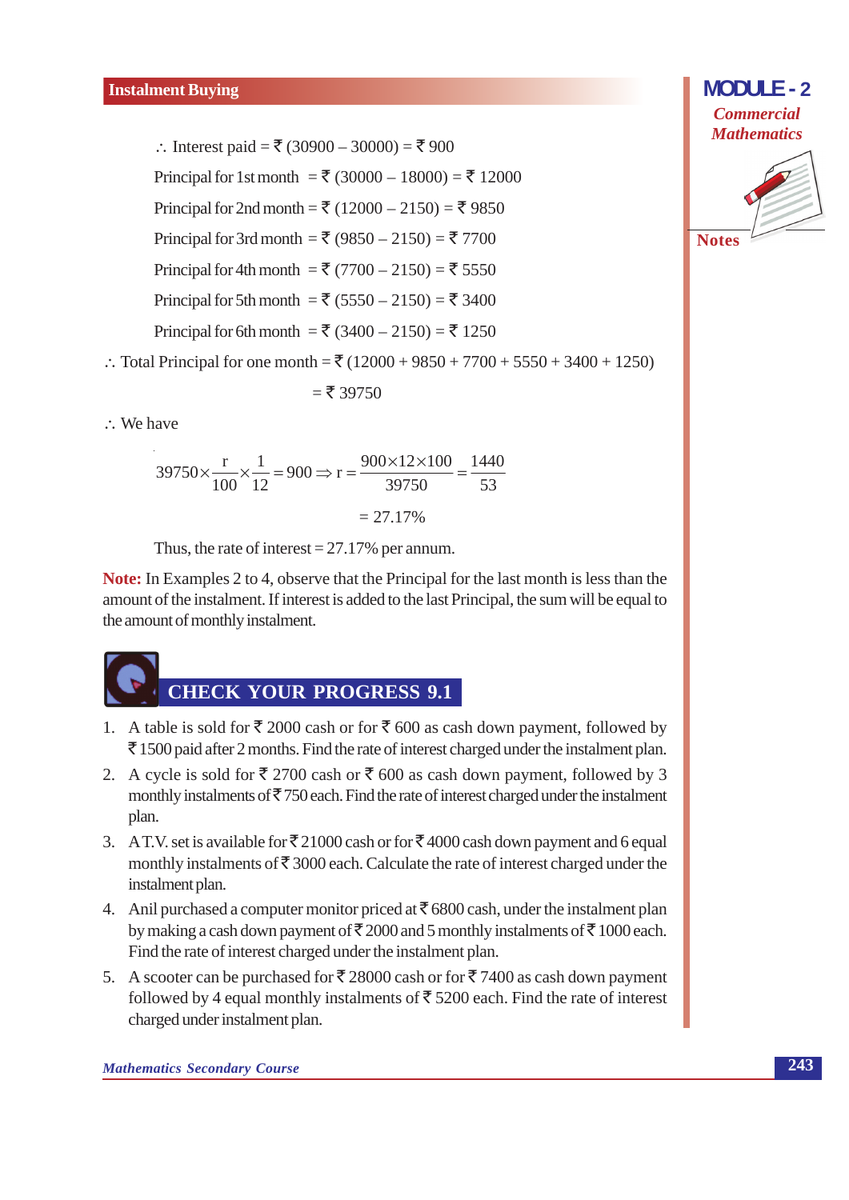$\therefore$ Interest paid = ₹ (30900 – 30000) = ₹ 900

Principal for 1st month = ₹ (30000 – 18000) = ₹ 12000

Principal for 2nd month = ₹ (12000 – 2150) = ₹ 9850

Principal for 3rd month = ₹ (9850 – 2150) = ₹ 7700

Principal for 4th month = ₹ (7700 – 2150) = ₹ 5550

Principal for 5th month = ₹ (5550 – 2150) = ₹ 3400

Principal for 6th month = ₹ (3400 – 2150) = ₹ 1250

$\therefore$ Total Principal for one month = ₹ (12000 + 9850 + 7700 + 5550 + 3400 + 1250)

= ₹ 39750

$\therefore$ We have

$$39750 \times \frac{r}{100} \times \frac{1}{12} = 900 \Rightarrow r = \frac{900 \times 12 \times 100}{39750} = \frac{1440}{53}$$

$$= 27.17\%$$

Thus, the rate of interest = 27.17% per annum.

**Note:** In Examples 2 to 4, observe that the Principal for the last month is less than the amount of the instalment. If interest is added to the last Principal, the sum will be equal to the amount of monthly instalment.

## CHECK YOUR PROGRESS 9.1

1. A table is sold for ₹ 2000 cash or for ₹ 600 as cash down payment, followed by ₹ 1500 paid after 2 months. Find the rate of interest charged under the instalment plan.
2. A cycle is sold for ₹ 2700 cash or ₹ 600 as cash down payment, followed by 3 monthly instalments of ₹ 750 each. Find the rate of interest charged under the instalment plan.
3. A T.V. set is available for ₹ 21000 cash or for ₹ 4000 cash down payment and 6 equal monthly instalments of ₹ 3000 each. Calculate the rate of interest charged under the instalment plan.
4. Anil purchased a computer monitor priced at ₹ 6800 cash, under the instalment plan by making a cash down payment of ₹ 2000 and 5 monthly instalments of ₹ 1000 each. Find the rate of interest charged under the instalment plan.
5. A scooter can be purchased for ₹ 28000 cash or for ₹ 7400 as cash down payment followed by 4 equal monthly instalments of ₹ 5200 each. Find the rate of interest charged under instalment plan.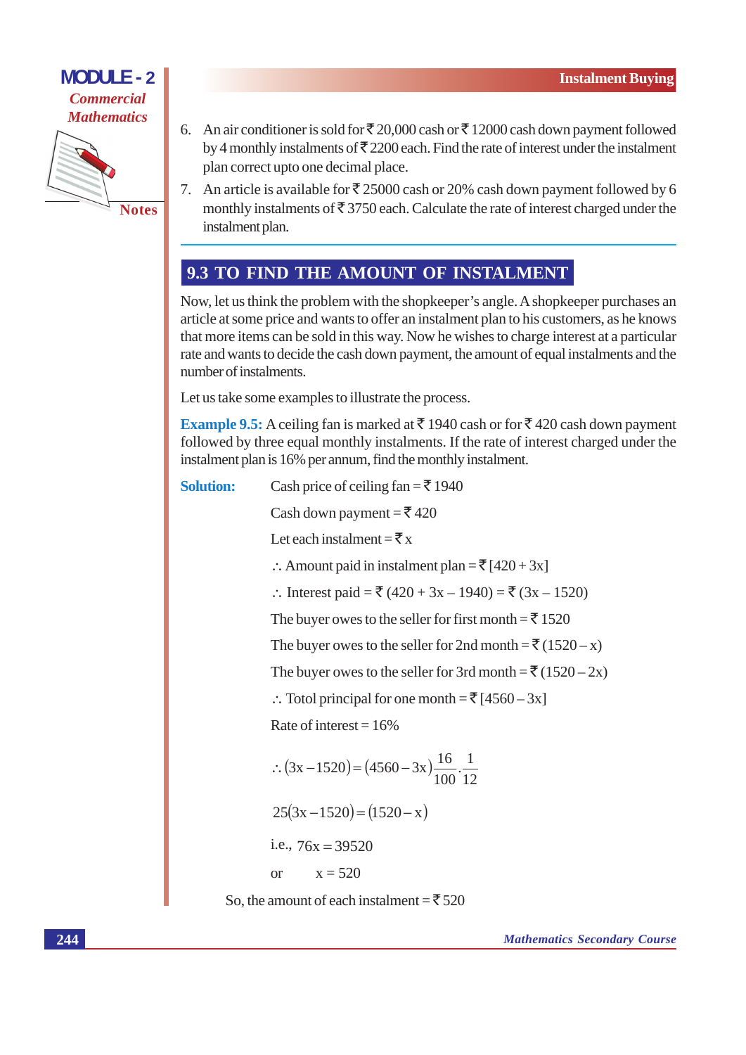6. An air conditioner is sold for ₹ 20,000 cash or ₹ 12000 cash down payment followed by 4 monthly instalments of ₹ 2200 each. Find the rate of interest under the instalment plan correct upto one decimal place.

7. An article is available for ₹ 25000 cash or 20% cash down payment followed by 6 monthly instalments of ₹ 3750 each. Calculate the rate of interest charged under the instalment plan.

## 9.3 TO FIND THE AMOUNT OF INSTALMENT

Now, let us think the problem with the shopkeeper's angle. A shopkeeper purchases an article at some price and wants to offer an instalment plan to his customers, as he knows that more items can be sold in this way. Now he wishes to charge interest at a particular rate and wants to decide the cash down payment, the amount of equal instalments and the number of instalments.

Let us take some examples to illustrate the process.

**Example 9.5:** A ceiling fan is marked at ₹ 1940 cash or for ₹ 420 cash down payment followed by three equal monthly instalments. If the rate of interest charged under the instalment plan is 16% per annum, find the monthly instalment.

**Solution:** Cash price of ceiling fan = ₹ 1940

Cash down payment = ₹ 420

Let each instalment = ₹ x

∴ Amount paid in instalment plan = ₹ [420 + 3x]

∴ Interest paid = ₹ (420 + 3x – 1940) = ₹ (3x – 1520)

The buyer owes to the seller for first month = ₹ 1520

The buyer owes to the seller for 2nd month = ₹ (1520 – x)

The buyer owes to the seller for 3rd month = ₹ (1520 – 2x)

∴ Totol principal for one month = ₹ [4560 – 3x]

Rate of interest = 16%

$$\therefore (3x - 1520) = (4560 - 3x)\frac{16}{100}.\frac{1}{12}$$

$$25(3x - 1520) = (1520 - x)$$

i.e., $76x = 39520$

or $x = 520$

So, the amount of each instalment = ₹ 520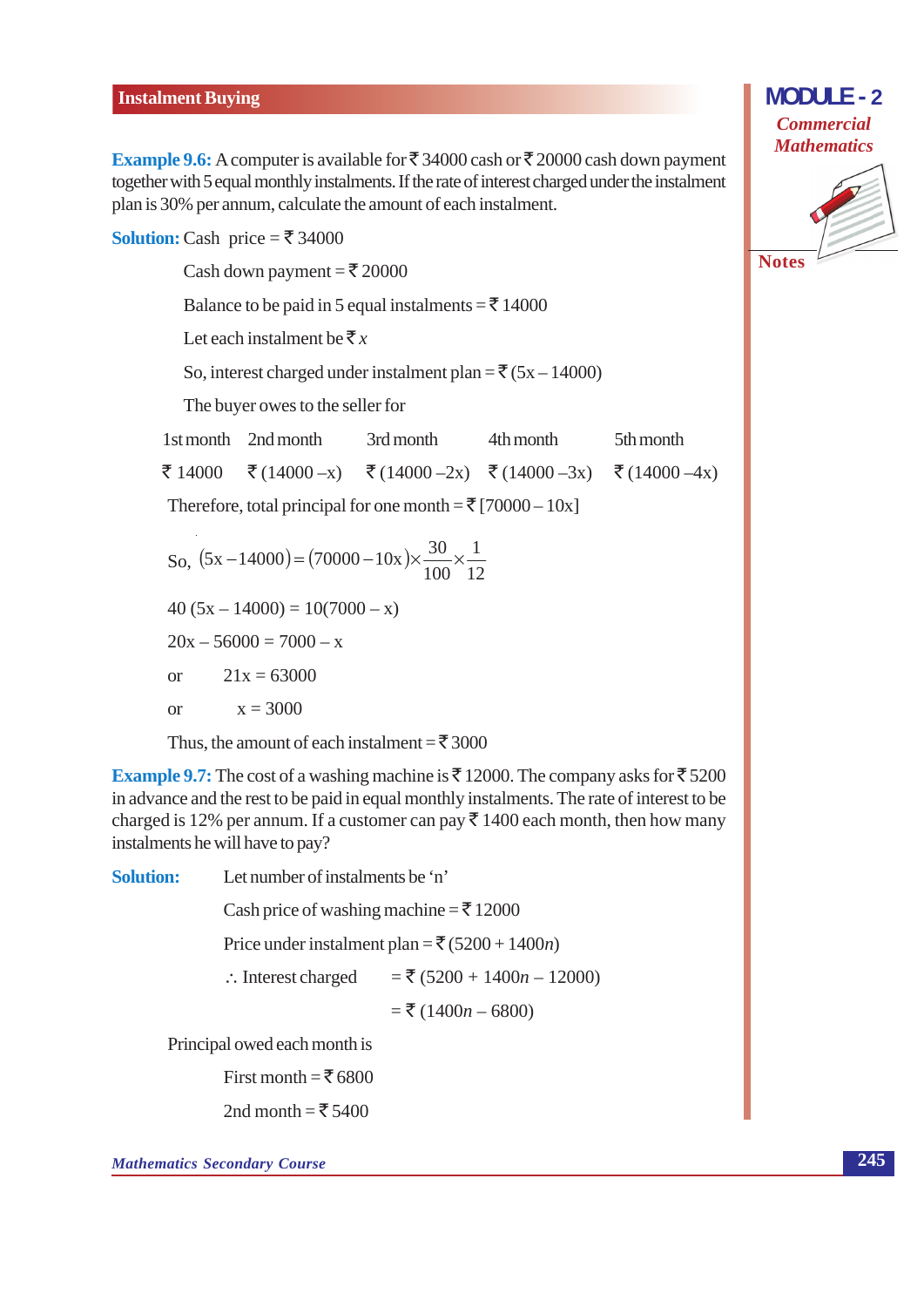**Example 9.6:** A computer is available for ₹ 34000 cash or ₹ 20000 cash down payment together with 5 equal monthly instalments. If the rate of interest charged under the instalment plan is 30% per annum, calculate the amount of each instalment.

**Solution:** Cash price = ₹ 34000

Cash down payment = ₹ 20000

Balance to be paid in 5 equal instalments = ₹ 14000

Let each instalment be ₹ $x$

So, interest charged under instalment plan = ₹ (5x – 14000)

The buyer owes to the seller for

| 1st month | 2nd month | 3rd month | 4th month | 5th month |
|---|---|---|---|---|
| ₹ 14000 | ₹ (14000 –x) | ₹ (14000 –2x) | ₹ (14000 –3x) | ₹ (14000 –4x) |

Therefore, total principal for one month = ₹ [70000 – 10x]

So, $(5x - 14000) = (70000 - 10x) \times \frac{30}{100} \times \frac{1}{12}$

$40\,(5x - 14000) = 10(7000 - x)$

$20x - 56000 = 7000 - x$

or $21x = 63000$

or $x = 3000$

Thus, the amount of each instalment = ₹ 3000

**Example 9.7:** The cost of a washing machine is ₹ 12000. The company asks for ₹ 5200 in advance and the rest to be paid in equal monthly instalments. The rate of interest to be charged is 12% per annum. If a customer can pay ₹ 1400 each month, then how many instalments he will have to pay?

**Solution:** Let number of instalments be 'n'

Cash price of washing machine = ₹ 12000

Price under instalment plan = ₹ (5200 + 1400$n$)

∴ Interest charged = ₹ (5200 + 1400$n$ – 12000)

= ₹ (1400$n$ – 6800)

Principal owed each month is

First month = ₹ 6800

2nd month = ₹ 5400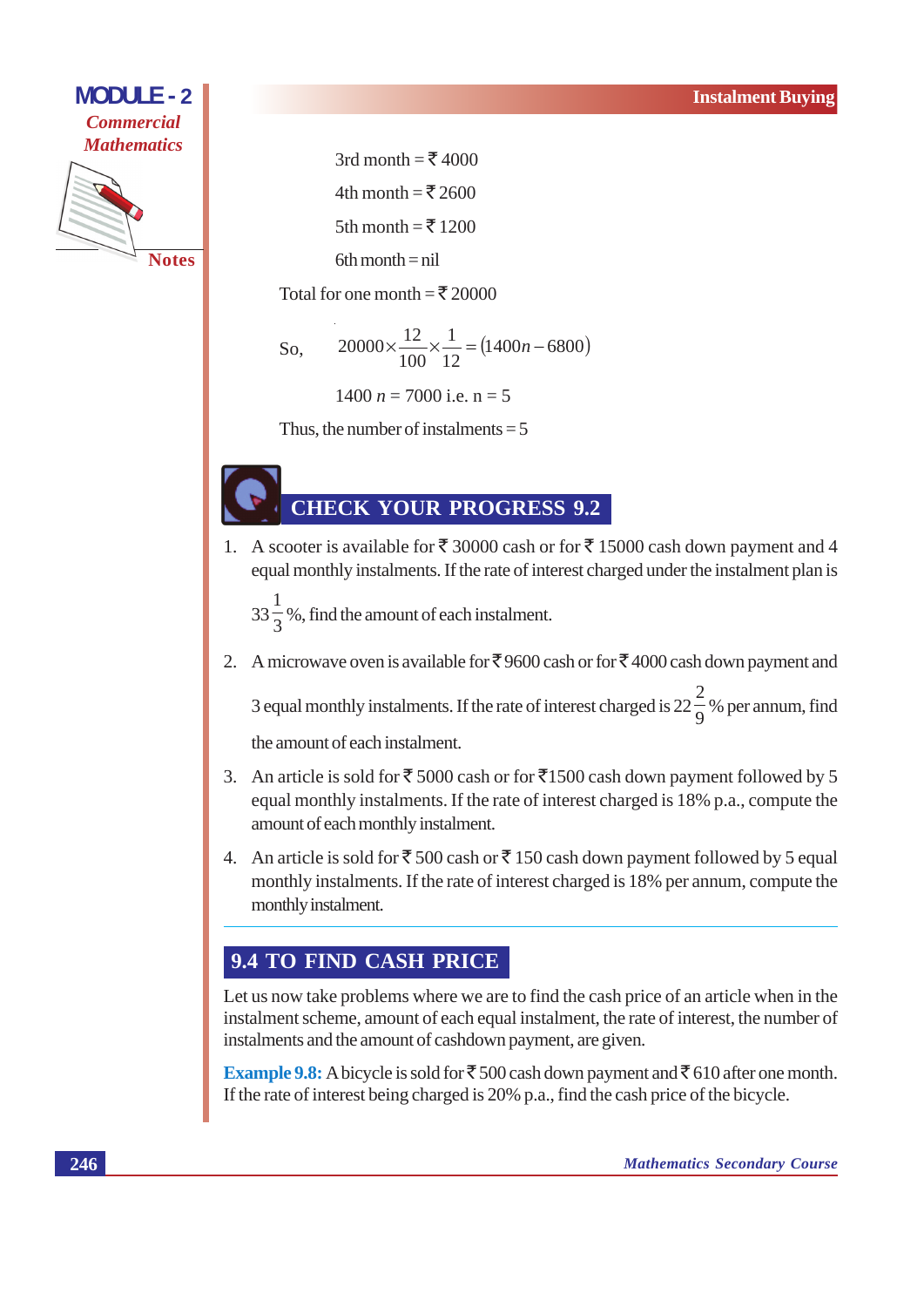3rd month = ₹ 4000

4th month = ₹ 2600

5th month = ₹ 1200

6th month = nil

Total for one month = ₹ 20000

So, $$20000 \times \frac{12}{100} \times \frac{1}{12} = (1400n - 6800)$$

$1400\, n = 7000$ i.e. $n = 5$

Thus, the number of instalments = 5

## CHECK YOUR PROGRESS 9.2

1. A scooter is available for ₹ 30000 cash or for ₹ 15000 cash down payment and 4 equal monthly instalments. If the rate of interest charged under the instalment plan is $33\frac{1}{3}$%, find the amount of each instalment.

2. A microwave oven is available for ₹ 9600 cash or for ₹ 4000 cash down payment and 3 equal monthly instalments. If the rate of interest charged is $22\frac{2}{9}$% per annum, find the amount of each instalment.

3. An article is sold for ₹ 5000 cash or for ₹1500 cash down payment followed by 5 equal monthly instalments. If the rate of interest charged is 18% p.a., compute the amount of each monthly instalment.

4. An article is sold for ₹ 500 cash or ₹ 150 cash down payment followed by 5 equal monthly instalments. If the rate of interest charged is 18% per annum, compute the monthly instalment.

## 9.4 TO FIND CASH PRICE

Let us now take problems where we are to find the cash price of an article when in the instalment scheme, amount of each equal instalment, the rate of interest, the number of instalments and the amount of cashdown payment, are given.

**Example 9.8:** A bicycle is sold for ₹ 500 cash down payment and ₹ 610 after one month. If the rate of interest being charged is 20% p.a., find the cash price of the bicycle.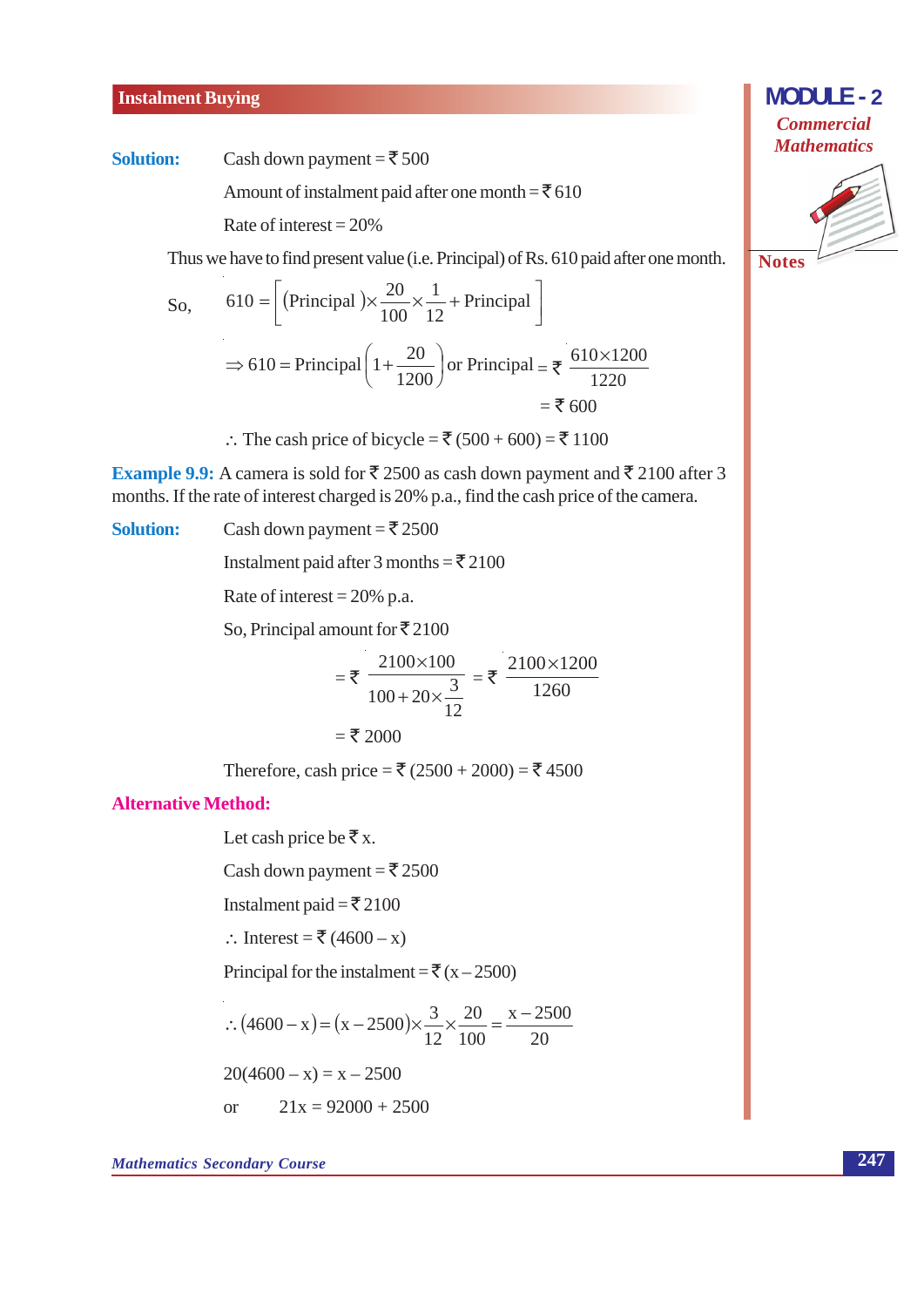**Solution:** Cash down payment = ₹ 500

Amount of instalment paid after one month = ₹ 610

Rate of interest = 20%

Thus we have to find present value (i.e. Principal) of Rs. 610 paid after one month.

So, $610 = \left[ (\text{Principal}) \times \frac{20}{100} \times \frac{1}{12} + \text{Principal} \right]$

$\Rightarrow 610 = \text{Principal} \left( 1 + \frac{20}{1200} \right)$ or Principal = ₹ $\frac{610 \times 1200}{1220}$

= ₹ 600

$\therefore$ The cash price of bicycle = ₹ (500 + 600) = ₹ 1100

**Example 9.9:** A camera is sold for ₹ 2500 as cash down payment and ₹ 2100 after 3 months. If the rate of interest charged is 20% p.a., find the cash price of the camera.

**Solution:** Cash down payment = ₹ 2500

Instalment paid after 3 months = ₹ 2100

Rate of interest = 20% p.a.

So, Principal amount for ₹ 2100

$$= ₹ \frac{2100 \times 100}{100 + 20 \times \frac{3}{12}} = ₹ \frac{2100 \times 1200}{1260}$$

= ₹ 2000

Therefore, cash price = ₹ (2500 + 2000) = ₹ 4500

**Alternative Method:**

Let cash price be ₹ x.

Cash down payment = ₹ 2500

Instalment paid = ₹ 2100

$\therefore$ Interest = ₹ (4600 – x)

Principal for the instalment = ₹ (x – 2500)

$$\therefore (4600 - x) = (x - 2500) \times \frac{3}{12} \times \frac{20}{100} = \frac{x - 2500}{20}$$

20(4600 – x) = x – 2500

or  21x = 92000 + 2500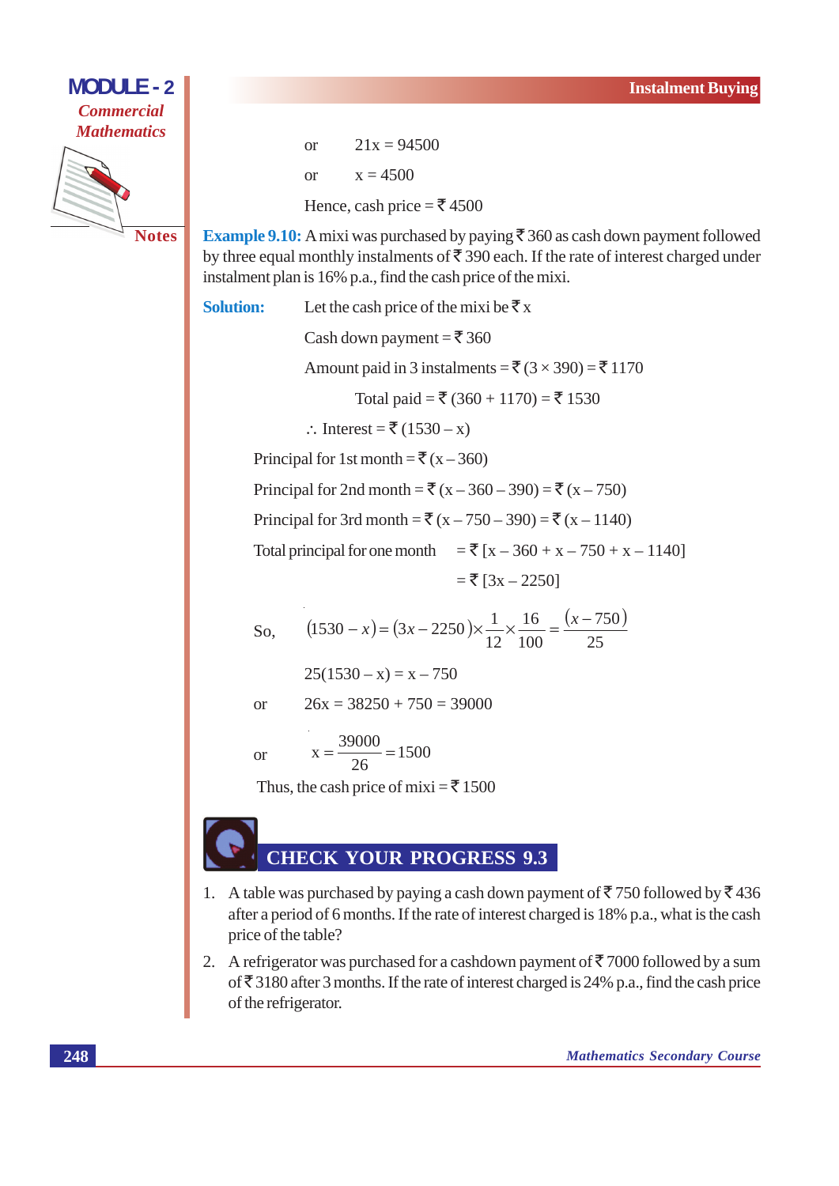or $\quad 21x = 94500$

or $\quad x = 4500$

Hence, cash price = ₹ 4500

**Example 9.10:** A mixi was purchased by paying ₹ 360 as cash down payment followed by three equal monthly instalments of ₹ 390 each. If the rate of interest charged under instalment plan is 16% p.a., find the cash price of the mixi.

**Solution:** Let the cash price of the mixi be ₹ x

Cash down payment = ₹ 360

Amount paid in 3 instalments = ₹ (3 × 390) = ₹ 1170

Total paid = ₹ (360 + 1170) = ₹ 1530

∴ Interest = ₹ (1530 – x)

Principal for 1st month = ₹ (x – 360)

Principal for 2nd month = ₹ (x – 360 – 390) = ₹ (x – 750)

Principal for 3rd month = ₹ (x – 750 – 390) = ₹ (x – 1140)

Total principal for one month = ₹ [x – 360 + x – 750 + x – 1140]

= ₹ [3x – 2250]

So, $$(1530 - x) = (3x - 2250) \times \frac{1}{12} \times \frac{16}{100} = \frac{(x - 750)}{25}$$

$25(1530 - x) = x - 750$

or $\quad 26x = 38250 + 750 = 39000$

or $$x = \frac{39000}{26} = 1500$$

Thus, the cash price of mixi = ₹ 1500

## CHECK YOUR PROGRESS 9.3

1. A table was purchased by paying a cash down payment of ₹ 750 followed by ₹ 436 after a period of 6 months. If the rate of interest charged is 18% p.a., what is the cash price of the table?
2. A refrigerator was purchased for a cashdown payment of ₹ 7000 followed by a sum of ₹ 3180 after 3 months. If the rate of interest charged is 24% p.a., find the cash price of the refrigerator.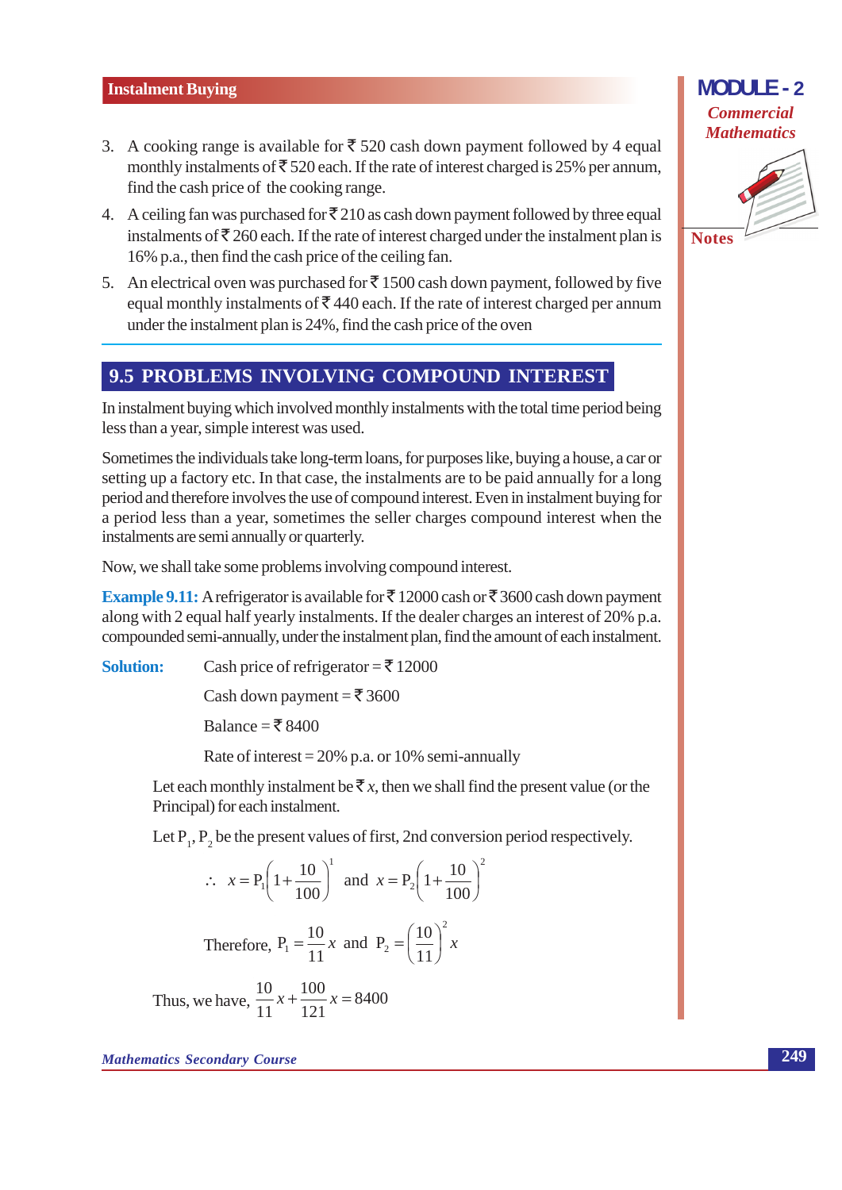3. A cooking range is available for ₹ 520 cash down payment followed by 4 equal monthly instalments of ₹ 520 each. If the rate of interest charged is 25% per annum, find the cash price of the cooking range.

4. A ceiling fan was purchased for ₹ 210 as cash down payment followed by three equal instalments of ₹ 260 each. If the rate of interest charged under the instalment plan is 16% p.a., then find the cash price of the ceiling fan.

5. An electrical oven was purchased for ₹ 1500 cash down payment, followed by five equal monthly instalments of ₹ 440 each. If the rate of interest charged per annum under the instalment plan is 24%, find the cash price of the oven

## 9.5 PROBLEMS INVOLVING COMPOUND INTEREST

In instalment buying which involved monthly instalments with the total time period being less than a year, simple interest was used.

Sometimes the individuals take long-term loans, for purposes like, buying a house, a car or setting up a factory etc. In that case, the instalments are to be paid annually for a long period and therefore involves the use of compound interest. Even in instalment buying for a period less than a year, sometimes the seller charges compound interest when the instalments are semi annually or quarterly.

Now, we shall take some problems involving compound interest.

**Example 9.11:** A refrigerator is available for ₹ 12000 cash or ₹ 3600 cash down payment along with 2 equal half yearly instalments. If the dealer charges an interest of 20% p.a. compounded semi-annually, under the instalment plan, find the amount of each instalment.

**Solution:** Cash price of refrigerator = ₹ 12000

Cash down payment = ₹ 3600

Balance = ₹ 8400

Rate of interest = 20% p.a. or 10% semi-annually

Let each monthly instalment be ₹ $x$, then we shall find the present value (or the Principal) for each instalment.

Let $P_1$, $P_2$ be the present values of first, 2nd conversion period respectively.

$$\therefore \quad x = P_1\left(1+\frac{10}{100}\right)^1 \quad \text{and} \quad x = P_2\left(1+\frac{10}{100}\right)^2$$

$$\text{Therefore,} \quad P_1 = \frac{10}{11}x \quad \text{and} \quad P_2 = \left(\frac{10}{11}\right)^2 x$$

$$\text{Thus, we have,} \quad \frac{10}{11}x + \frac{100}{121}x = 8400$$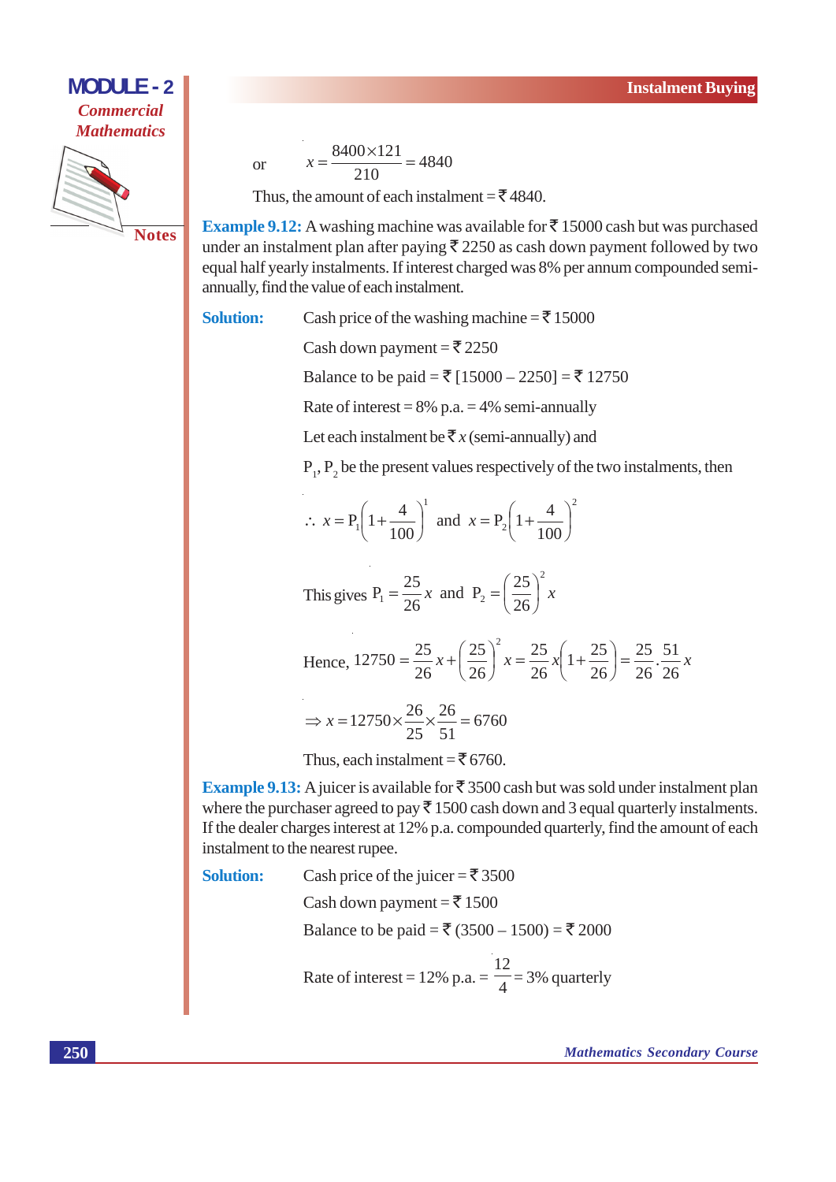or $\quad x = \dfrac{8400 \times 121}{210} = 4840$

Thus, the amount of each instalment = ₹ 4840.

**Example 9.12:** A washing machine was available for ₹ 15000 cash but was purchased under an instalment plan after paying ₹ 2250 as cash down payment followed by two equal half yearly instalments. If interest charged was 8% per annum compounded semi-annually, find the value of each instalment.

**Solution:** Cash price of the washing machine = ₹ 15000

Cash down payment = ₹ 2250

Balance to be paid = ₹ [15000 – 2250] = ₹ 12750

Rate of interest = 8% p.a. = 4% semi-annually

Let each instalment be ₹ $x$ (semi-annually) and

$P_1$, $P_2$ be the present values respectively of the two instalments, then

$$\therefore \; x = P_1\left(1 + \frac{4}{100}\right)^1 \text{ and } x = P_2\left(1 + \frac{4}{100}\right)^2$$

This gives $P_1 = \dfrac{25}{26}x$ and $P_2 = \left(\dfrac{25}{26}\right)^2 x$

Hence, $12750 = \dfrac{25}{26}x + \left(\dfrac{25}{26}\right)^2 x = \dfrac{25}{26}x\left(1 + \dfrac{25}{26}\right) = \dfrac{25}{26} \cdot \dfrac{51}{26}x$

$$\Rightarrow x = 12750 \times \frac{26}{25} \times \frac{26}{51} = 6760$$

Thus, each instalment = ₹ 6760.

**Example 9.13:** A juicer is available for ₹ 3500 cash but was sold under instalment plan where the purchaser agreed to pay ₹ 1500 cash down and 3 equal quarterly instalments. If the dealer charges interest at 12% p.a. compounded quarterly, find the amount of each instalment to the nearest rupee.

**Solution:** Cash price of the juicer = ₹ 3500

Cash down payment = ₹ 1500

Balance to be paid = ₹ (3500 – 1500) = ₹ 2000

Rate of interest = 12% p.a. = $\dfrac{12}{4}$ = 3% quarterly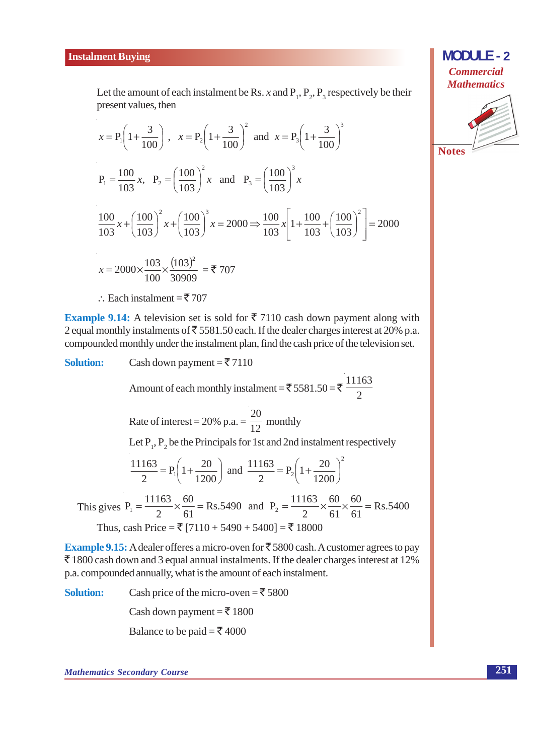Let the amount of each instalment be Rs. $x$ and $P_1$, $P_2$, $P_3$ respectively be their present values, then

$$x = P_1\left(1+\frac{3}{100}\right),\quad x = P_2\left(1+\frac{3}{100}\right)^2 \text{ and } x = P_3\left(1+\frac{3}{100}\right)^3$$

$$P_1 = \frac{100}{103}x,\quad P_2 = \left(\frac{100}{103}\right)^2 x \text{ and } P_3 = \left(\frac{100}{103}\right)^3 x$$

$$\frac{100}{103}x + \left(\frac{100}{103}\right)^2 x + \left(\frac{100}{103}\right)^3 x = 2000 \Rightarrow \frac{100}{103}x\left[1+\frac{100}{103}+\left(\frac{100}{103}\right)^2\right] = 2000$$

$$x = 2000 \times \frac{103}{100} \times \frac{(103)^2}{30909} = ₹\ 707$$

$\therefore$ Each instalment = ₹ 707

**Example 9.14:** A television set is sold for ₹ 7110 cash down payment along with 2 equal monthly instalments of ₹ 5581.50 each. If the dealer charges interest at 20% p.a. compounded monthly under the instalment plan, find the cash price of the television set.

**Solution:** Cash down payment = ₹ 7110

Amount of each monthly instalment = ₹ 5581.50 = ₹ $\frac{11163}{2}$

Rate of interest = 20% p.a. = $\frac{20}{12}$ monthly

Let $P_1$, $P_2$ be the Principals for 1st and 2nd instalment respectively

$$\frac{11163}{2} = P_1\left(1+\frac{20}{1200}\right) \text{ and } \frac{11163}{2} = P_2\left(1+\frac{20}{1200}\right)^2$$

This gives $P_1 = \frac{11163}{2} \times \frac{60}{61} = \text{Rs.}5490$ and $P_2 = \frac{11163}{2} \times \frac{60}{61} \times \frac{60}{61} = \text{Rs.}5400$

Thus, cash Price = ₹ [7110 + 5490 + 5400] = ₹ 18000

**Example 9.15:** A dealer offeres a micro-oven for ₹ 5800 cash. A customer agrees to pay ₹ 1800 cash down and 3 equal annual instalments. If the dealer charges interest at 12% p.a. compounded annually, what is the amount of each instalment.

**Solution:** Cash price of the micro-oven = ₹ 5800

Cash down payment = ₹ 1800

Balance to be paid = ₹ 4000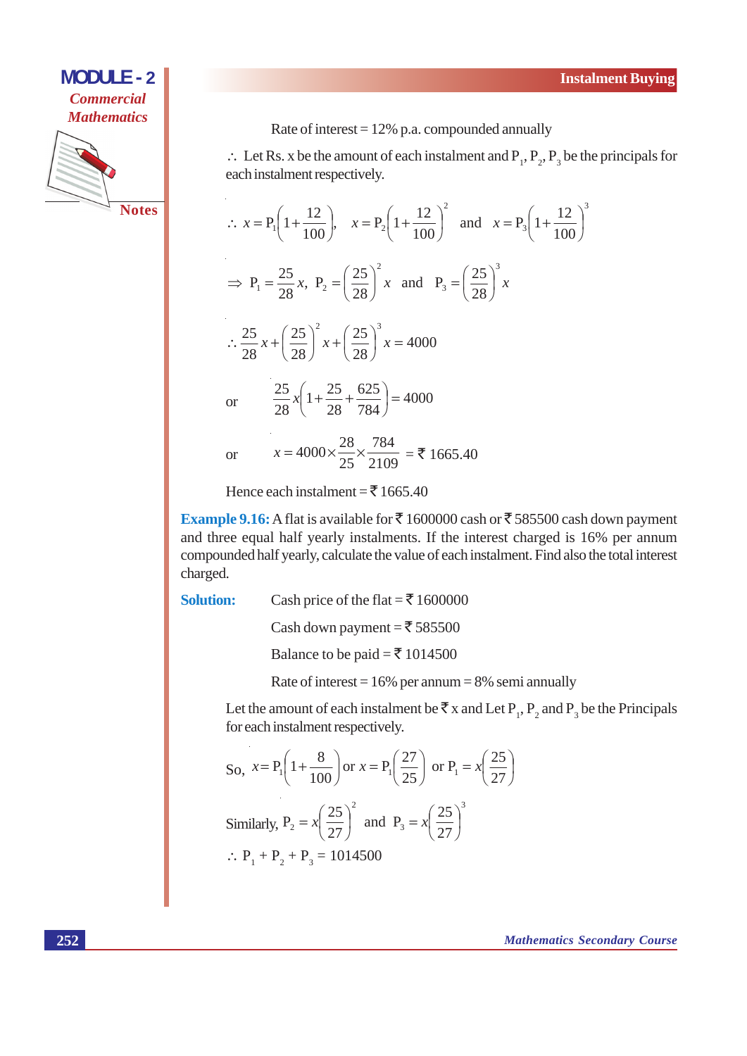Rate of interest = 12% p.a. compounded annually

$\therefore$ Let Rs. x be the amount of each instalment and $P_1$, $P_2$, $P_3$ be the principals for each instalment respectively.

$$\therefore\ x = P_1\left(1+\frac{12}{100}\right),\quad x = P_2\left(1+\frac{12}{100}\right)^2 \quad\text{and}\quad x = P_3\left(1+\frac{12}{100}\right)^3$$

$$\Rightarrow\ P_1 = \frac{25}{28}x,\ P_2 = \left(\frac{25}{28}\right)^2 x \quad\text{and}\quad P_3 = \left(\frac{25}{28}\right)^3 x$$

$$\therefore\ \frac{25}{28}x + \left(\frac{25}{28}\right)^2 x + \left(\frac{25}{28}\right)^3 x = 4000$$

or $$\frac{25}{28}x\left(1+\frac{25}{28}+\frac{625}{784}\right) = 4000$$

or $$x = 4000\times\frac{28}{25}\times\frac{784}{2109} = ₹\ 1665.40$$

Hence each instalment = ₹ 1665.40

**Example 9.16:** A flat is available for ₹ 1600000 cash or ₹ 585500 cash down payment and three equal half yearly instalments. If the interest charged is 16% per annum compounded half yearly, calculate the value of each instalment. Find also the total interest charged.

**Solution:** Cash price of the flat = ₹ 1600000

Cash down payment = ₹ 585500

Balance to be paid = ₹ 1014500

Rate of interest = 16% per annum = 8% semi annually

Let the amount of each instalment be ₹ x and Let $P_1$, $P_2$ and $P_3$ be the Principals for each instalment respectively.

$$\text{So,}\ x = P_1\left(1+\frac{8}{100}\right) \text{ or } x = P_1\left(\frac{27}{25}\right) \text{ or } P_1 = x\left(\frac{25}{27}\right)$$

$$\text{Similarly, } P_2 = x\left(\frac{25}{27}\right)^2 \quad\text{and}\quad P_3 = x\left(\frac{25}{27}\right)^3$$

$$\therefore\ P_1 + P_2 + P_3 = 1014500$$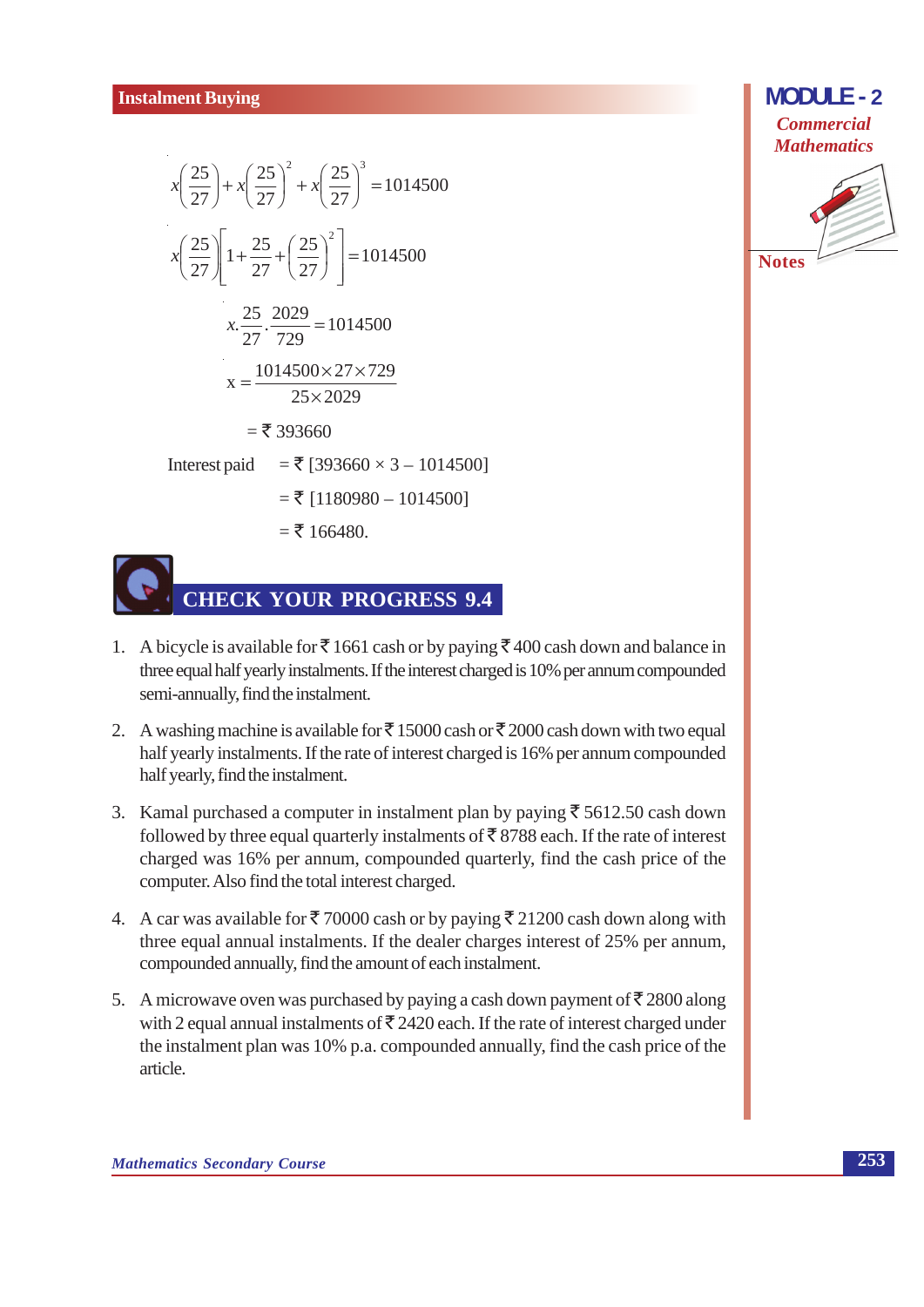$$x\left(\frac{25}{27}\right)+x\left(\frac{25}{27}\right)^2+x\left(\frac{25}{27}\right)^3=1014500$$

$$x\left(\frac{25}{27}\right)\left[1+\frac{25}{27}+\left(\frac{25}{27}\right)^2\right]=1014500$$

$$x.\frac{25}{27}.\frac{2029}{729}=1014500$$

$$x=\frac{1014500\times 27\times 729}{25\times 2029}$$

$$= ₹\ 393660$$

Interest paid $= ₹\ [393660 \times 3 - 1014500]$

$= ₹\ [1180980 - 1014500]$

$= ₹\ 166480.$

## CHECK YOUR PROGRESS 9.4

1. A bicycle is available for ₹ 1661 cash or by paying ₹ 400 cash down and balance in three equal half yearly instalments. If the interest charged is 10% per annum compounded semi-annually, find the instalment.

2. A washing machine is available for ₹ 15000 cash or ₹ 2000 cash down with two equal half yearly instalments. If the rate of interest charged is 16% per annum compounded half yearly, find the instalment.

3. Kamal purchased a computer in instalment plan by paying ₹ 5612.50 cash down followed by three equal quarterly instalments of ₹ 8788 each. If the rate of interest charged was 16% per annum, compounded quarterly, find the cash price of the computer. Also find the total interest charged.

4. A car was available for ₹ 70000 cash or by paying ₹ 21200 cash down along with three equal annual instalments. If the dealer charges interest of 25% per annum, compounded annually, find the amount of each instalment.

5. A microwave oven was purchased by paying a cash down payment of ₹ 2800 along with 2 equal annual instalments of ₹ 2420 each. If the rate of interest charged under the instalment plan was 10% p.a. compounded annually, find the cash price of the article.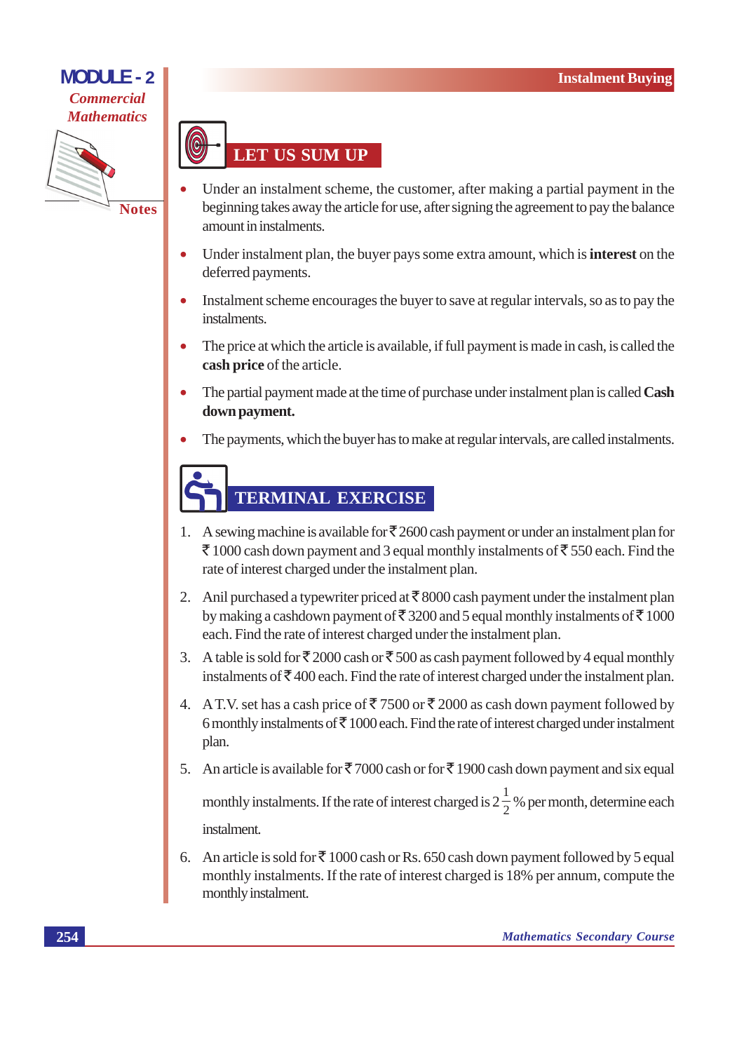## LET US SUM UP

- Under an instalment scheme, the customer, after making a partial payment in the beginning takes away the article for use, after signing the agreement to pay the balance amount in instalments.
- Under instalment plan, the buyer pays some extra amount, which is **interest** on the deferred payments.
- Instalment scheme encourages the buyer to save at regular intervals, so as to pay the instalments.
- The price at which the article is available, if full payment is made in cash, is called the **cash price** of the article.
- The partial payment made at the time of purchase under instalment plan is called **Cash down payment.**
- The payments, which the buyer has to make at regular intervals, are called instalments.

## TERMINAL EXERCISE

1. A sewing machine is available for ₹ 2600 cash payment or under an instalment plan for ₹ 1000 cash down payment and 3 equal monthly instalments of ₹ 550 each. Find the rate of interest charged under the instalment plan.
2. Anil purchased a typewriter priced at ₹ 8000 cash payment under the instalment plan by making a cashdown payment of ₹ 3200 and 5 equal monthly instalments of ₹ 1000 each. Find the rate of interest charged under the instalment plan.
3. A table is sold for ₹ 2000 cash or ₹ 500 as cash payment followed by 4 equal monthly instalments of ₹ 400 each. Find the rate of interest charged under the instalment plan.
4. A T.V. set has a cash price of ₹ 7500 or ₹ 2000 as cash down payment followed by 6 monthly instalments of ₹ 1000 each. Find the rate of interest charged under instalment plan.
5. An article is available for ₹ 7000 cash or for ₹ 1900 cash down payment and six equal monthly instalments. If the rate of interest charged is $2\frac{1}{2}$% per month, determine each instalment.
6. An article is sold for ₹ 1000 cash or Rs. 650 cash down payment followed by 5 equal monthly instalments. If the rate of interest charged is 18% per annum, compute the monthly instalment.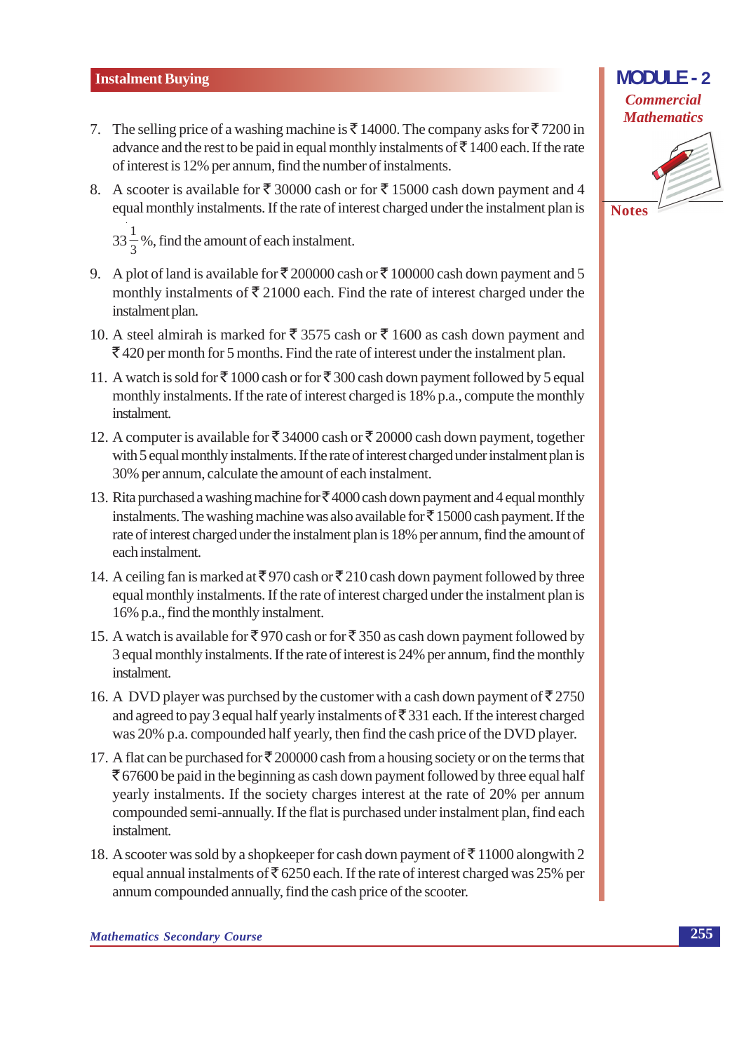7. The selling price of a washing machine is ₹ 14000. The company asks for ₹ 7200 in advance and the rest to be paid in equal monthly instalments of ₹ 1400 each. If the rate of interest is 12% per annum, find the number of instalments.

8. A scooter is available for ₹ 30000 cash or for ₹ 15000 cash down payment and 4 equal monthly instalments. If the rate of interest charged under the instalment plan is $33\frac{1}{3}$%, find the amount of each instalment.

9. A plot of land is available for ₹ 200000 cash or ₹ 100000 cash down payment and 5 monthly instalments of ₹ 21000 each. Find the rate of interest charged under the instalment plan.

10. A steel almirah is marked for ₹ 3575 cash or ₹ 1600 as cash down payment and ₹ 420 per month for 5 months. Find the rate of interest under the instalment plan.

11. A watch is sold for ₹ 1000 cash or for ₹ 300 cash down payment followed by 5 equal monthly instalments. If the rate of interest charged is 18% p.a., compute the monthly instalment.

12. A computer is available for ₹ 34000 cash or ₹ 20000 cash down payment, together with 5 equal monthly instalments. If the rate of interest charged under instalment plan is 30% per annum, calculate the amount of each instalment.

13. Rita purchased a washing machine for ₹ 4000 cash down payment and 4 equal monthly instalments. The washing machine was also available for ₹ 15000 cash payment. If the rate of interest charged under the instalment plan is 18% per annum, find the amount of each instalment.

14. A ceiling fan is marked at ₹ 970 cash or ₹ 210 cash down payment followed by three equal monthly instalments. If the rate of interest charged under the instalment plan is 16% p.a., find the monthly instalment.

15. A watch is available for ₹ 970 cash or for ₹ 350 as cash down payment followed by 3 equal monthly instalments. If the rate of interest is 24% per annum, find the monthly instalment.

16. A DVD player was purchsed by the customer with a cash down payment of ₹ 2750 and agreed to pay 3 equal half yearly instalments of ₹ 331 each. If the interest charged was 20% p.a. compounded half yearly, then find the cash price of the DVD player.

17. A flat can be purchased for ₹ 200000 cash from a housing society or on the terms that ₹ 67600 be paid in the beginning as cash down payment followed by three equal half yearly instalments. If the society charges interest at the rate of 20% per annum compounded semi-annually. If the flat is purchased under instalment plan, find each instalment.

18. A scooter was sold by a shopkeeper for cash down payment of ₹ 11000 alongwith 2 equal annual instalments of ₹ 6250 each. If the rate of interest charged was 25% per annum compounded annually, find the cash price of the scooter.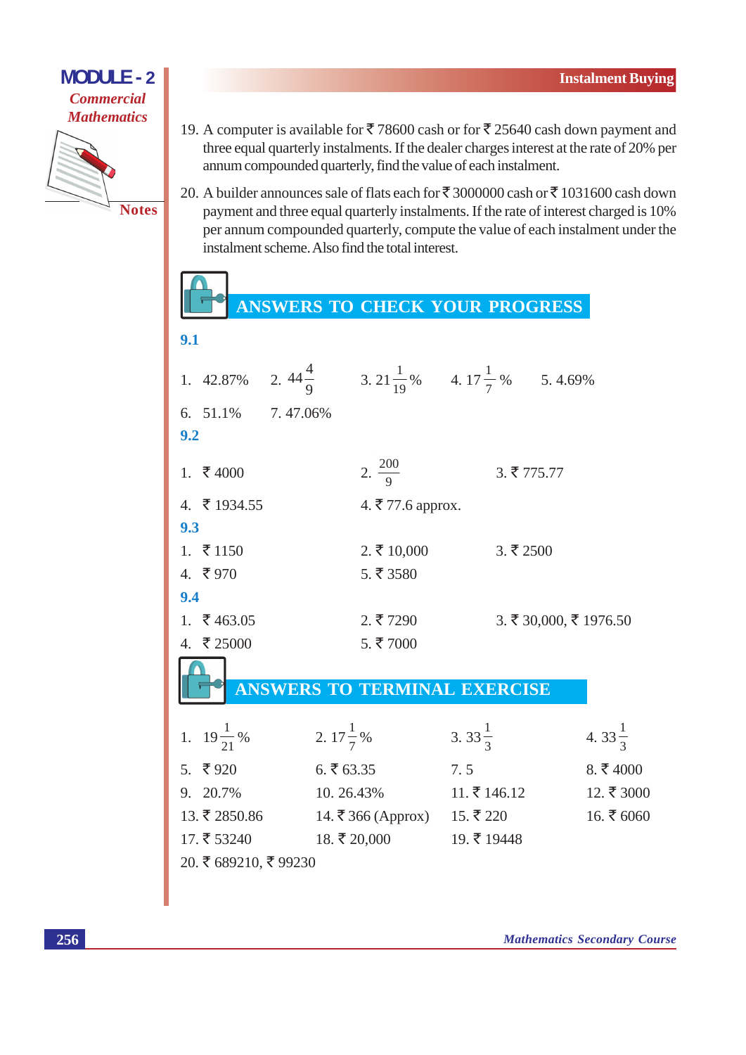19. A computer is available for ₹ 78600 cash or for ₹ 25640 cash down payment and three equal quarterly instalments. If the dealer charges interest at the rate of 20% per annum compounded quarterly, find the value of each instalment.

20. A builder announces sale of flats each for ₹ 3000000 cash or ₹ 1031600 cash down payment and three equal quarterly instalments. If the rate of interest charged is 10% per annum compounded quarterly, compute the value of each instalment under the instalment scheme. Also find the total interest.

## ANSWERS TO CHECK YOUR PROGRESS

### 9.1

1. 42.87% 2. $44\frac{4}{9}$ 3. $21\frac{1}{19}\%$ 4. $17\frac{1}{7}\%$ 5. 4.69%

6. 51.1% 7. 47.06%

### 9.2

1. ₹ 4000 2. $\frac{200}{9}$ 3. ₹ 775.77

4. ₹ 1934.55 4. ₹ 77.6 approx.

### 9.3

1. ₹ 1150 2. ₹ 10,000 3. ₹ 2500

4. ₹ 970 5. ₹ 3580

### 9.4

1. ₹ 463.05 2. ₹ 7290 3. ₹ 30,000, ₹ 1976.50

4. ₹ 25000 5. ₹ 7000

## ANSWERS TO TERMINAL EXERCISE

1. $19\frac{1}{21}\%$ 2. $17\frac{1}{7}\%$ 3. $33\frac{1}{3}$ 4. $33\frac{1}{3}$

5. ₹ 920 6. ₹ 63.35 7. 5 8. ₹ 4000

9. 20.7% 10. 26.43% 11. ₹ 146.12 12. ₹ 3000

13. ₹ 2850.86 14. ₹ 366 (Approx) 15. ₹ 220 16. ₹ 6060

17. ₹ 53240 18. ₹ 20,000 19. ₹ 19448

20. ₹ 689210, ₹ 99230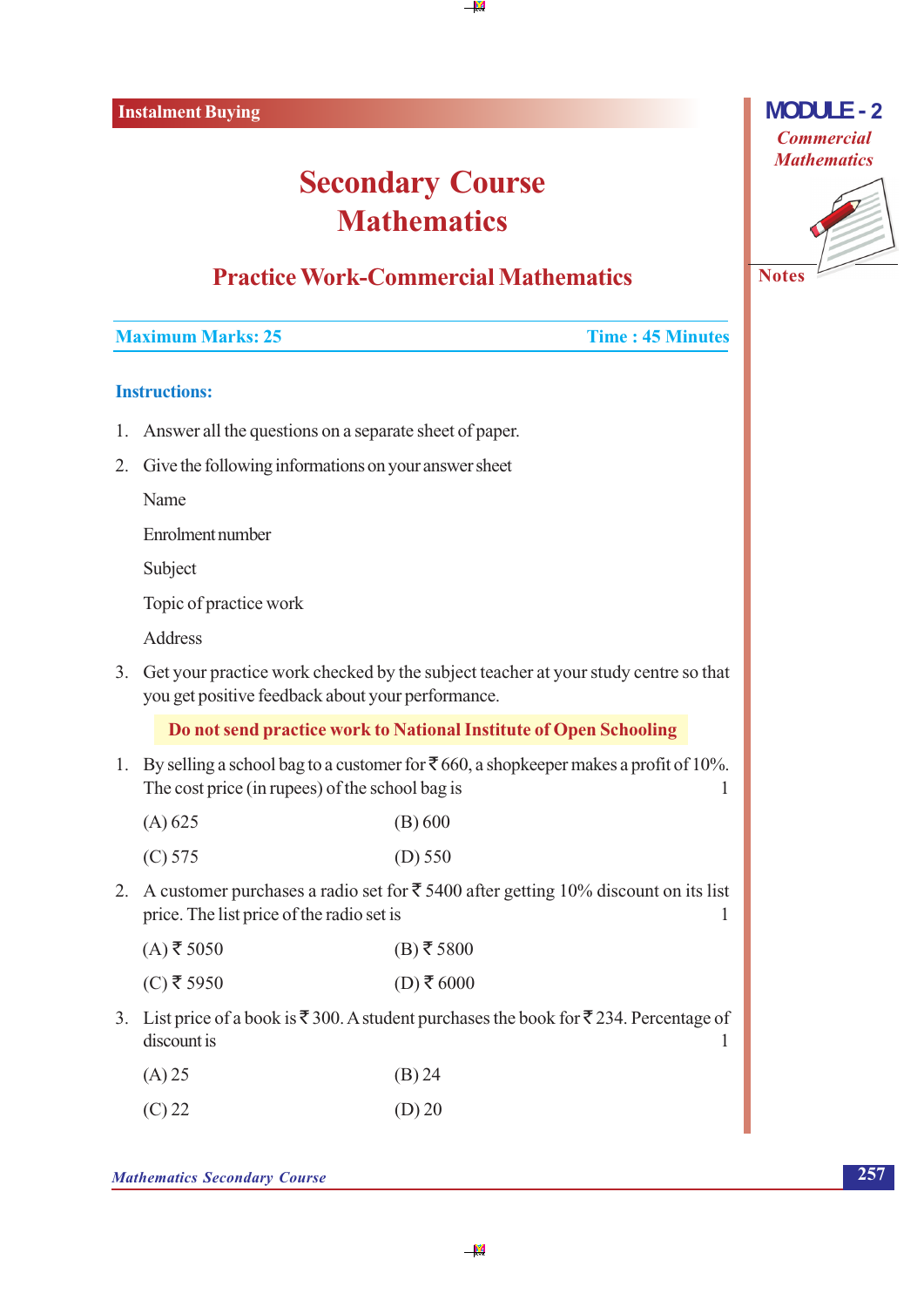# Secondary Course Mathematics

## Practice Work-Commercial Mathematics

**Maximum Marks: 25** **Time : 45 Minutes**

### Instructions:

1. Answer all the questions on a separate sheet of paper.
2. Give the following informations on your answer sheet

   Name

   Enrolment number

   Subject

   Topic of practice work

   Address
3. Get your practice work checked by the subject teacher at your study centre so that you get positive feedback about your performance.

**Do not send practice work to National Institute of Open Schooling**

1. By selling a school bag to a customer for ₹ 660, a shopkeeper makes a profit of 10%. The cost price (in rupees) of the school bag is 1

   (A) 625 (B) 600

   (C) 575 (D) 550

2. A customer purchases a radio set for ₹ 5400 after getting 10% discount on its list price. The list price of the radio set is 1

   (A) ₹ 5050 (B) ₹ 5800

   (C) ₹ 5950 (D) ₹ 6000

3. List price of a book is ₹ 300. A student purchases the book for ₹ 234. Percentage of discount is 1

   (A) 25 (B) 24

   (C) 22 (D) 20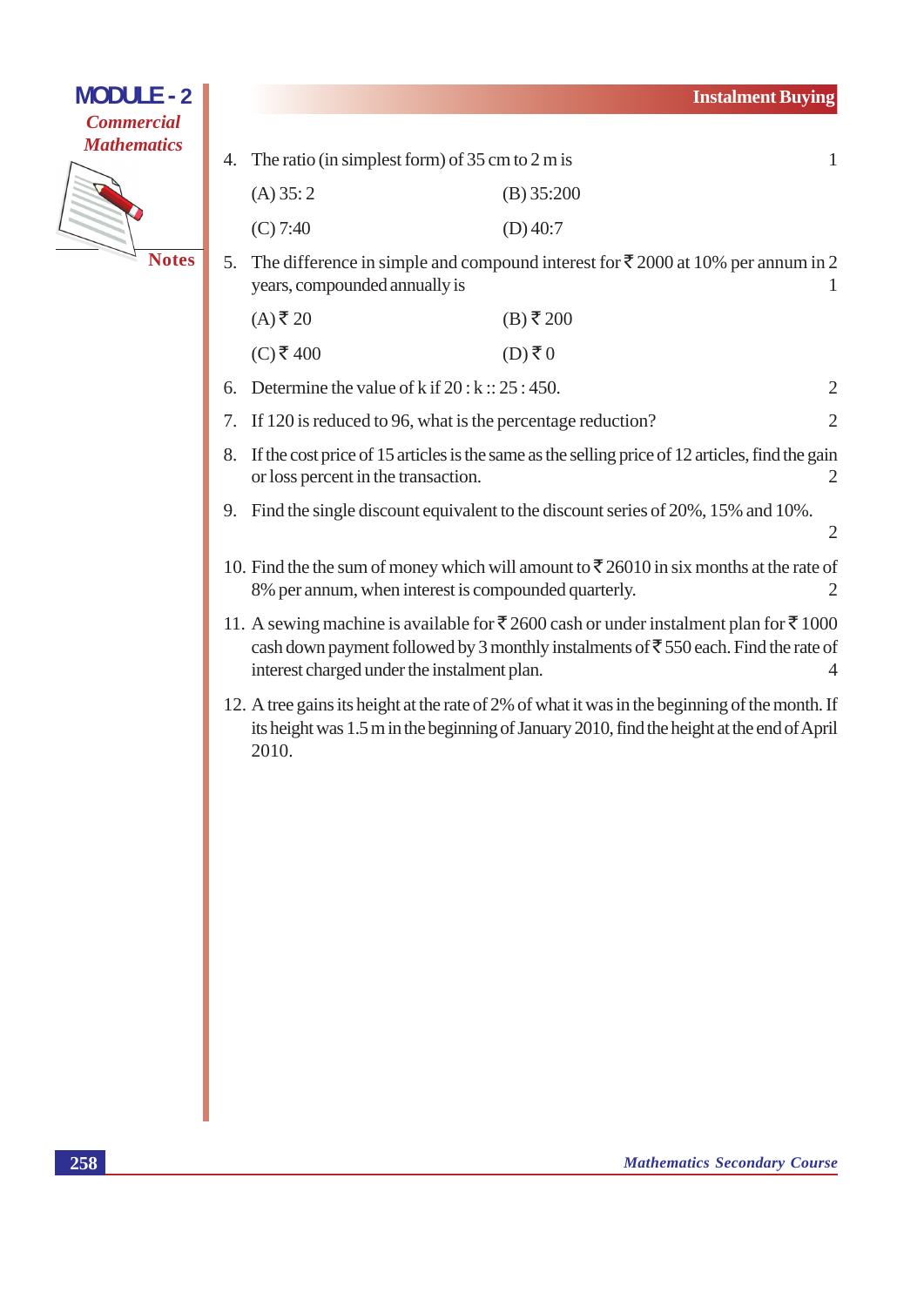4. The ratio (in simplest form) of 35 cm to 2 m is 1

   (A) 35: 2 (B) 35:200

   (C) 7:40 (D) 40:7

5. The difference in simple and compound interest for ₹ 2000 at 10% per annum in 2 years, compounded annually is 1

   (A) ₹ 20 (B) ₹ 200

   (C) ₹ 400 (D) ₹ 0

6. Determine the value of k if 20 : k :: 25 : 450. 2

7. If 120 is reduced to 96, what is the percentage reduction? 2

8. If the cost price of 15 articles is the same as the selling price of 12 articles, find the gain or loss percent in the transaction. 2

9. Find the single discount equivalent to the discount series of 20%, 15% and 10%. 2

10. Find the the sum of money which will amount to ₹ 26010 in six months at the rate of 8% per annum, when interest is compounded quarterly. 2

11. A sewing machine is available for ₹ 2600 cash or under instalment plan for ₹ 1000 cash down payment followed by 3 monthly instalments of ₹ 550 each. Find the rate of interest charged under the instalment plan. 4

12. A tree gains its height at the rate of 2% of what it was in the beginning of the month. If its height was 1.5 m in the beginning of January 2010, find the height at the end of April 2010.